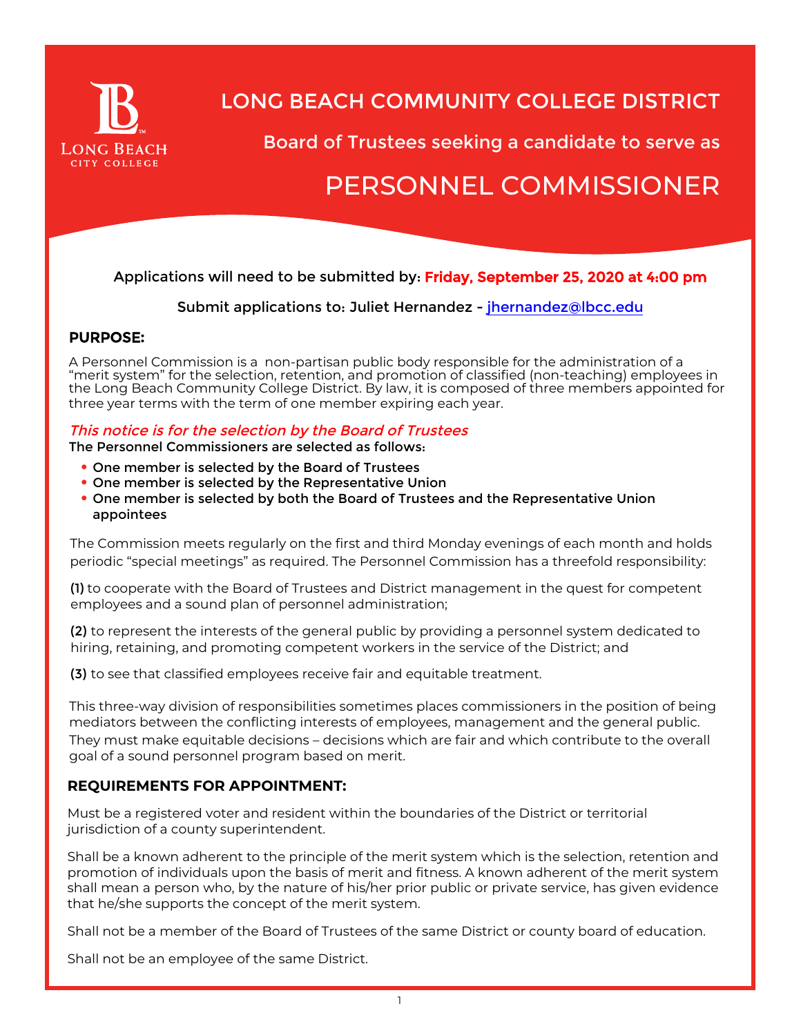# LONG BEACH COMMUNITY COLLEGE DISTRICT

## Board of Trustees seeking a candidate to serve as

# PERSONNEL COMMISSIONER

Applications will need to be submitted by: **Friday, September 25, 2020 at 4:00 pm**

Submit applications to: Juliet Hernandez - jhernandez@lbcc.edu

### PURPOSE:

A Personnel Commission is a non-partisan public body responsible for the administration of a "merit system" for the selection, retention, and promotion of classified (non-teaching) employees in the Long Beach Community College District. By law, it is composed of three members appointed for three year terms with the term of one member expiring each year.

*This notice is for the selection by the Board of Trustees*

**The Personnel Commissioners are selected as follows:**

- **One member is selected by the Board of Trustees**
- **One member is selected by the Representative Union**
- **One member is selected by both the Board of Trustees and the Representative Union appointees**

The Commission meets regularly on the first and third Monday evenings of each month and holds periodic "special meetings" as required. The Personnel Commission has a threefold responsibility:

**(1)** to cooperate with the Board of Trustees and District management in the quest for competent employees and a sound plan of personnel administration;

**(2)** to represent the interests of the general public by providing a personnel system dedicated to hiring, retaining, and promoting competent workers in the service of the District; and

**(3)** to see that classified employees receive fair and equitable treatment.

This three-way division of responsibilities sometimes places commissioners in the position of being mediators between the conflicting interests of employees, management and the general public. They must make equitable decisions – decisions which are fair and which contribute to the overall goal of a sound personnel program based on merit.

### REQUIREMENTS FOR APPOINTMENT:

Must be a registered voter and resident within the boundaries of the District or territorial jurisdiction of a county superintendent.

Shall be a known adherent to the principle of the merit system which is the selection, retention and promotion of individuals upon the basis of merit and fitness. A known adherent of the merit system shall mean a person who, by the nature of his/her prior public or private service, has given evidence that he/she supports the concept of the merit system.

Shall not be a member of the Board of Trustees of the same District or county board of education.

Shall not be an employee of the same District.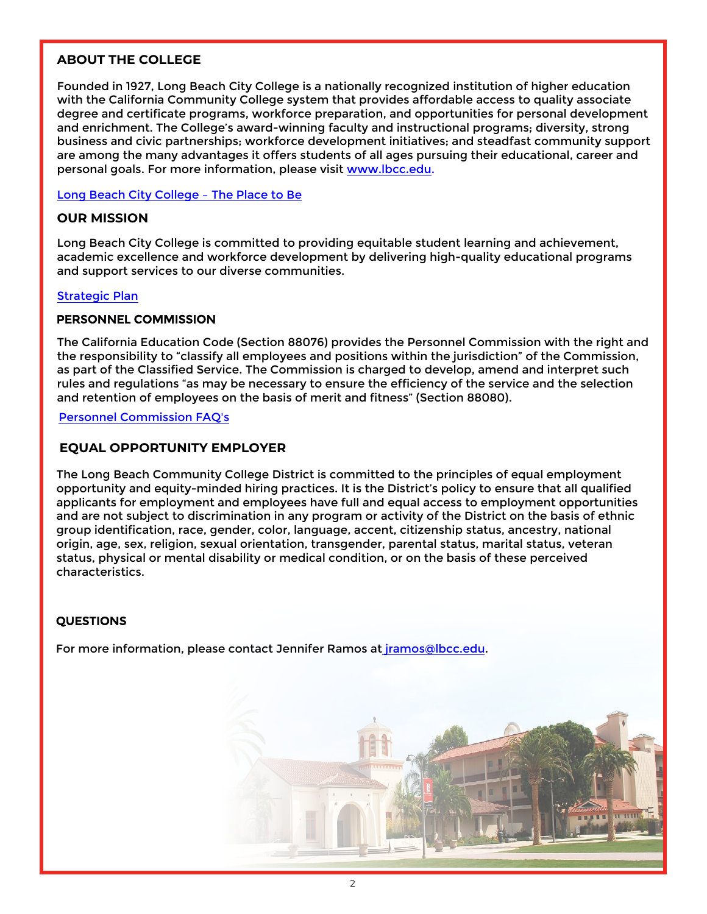## ABOUT THE COLLEGE

Founded in 1927, Long Beach City College is a nationally recognized institution of higher education with the California Community College system that provides affordable access to quality associate degree and certificate programs, workforce preparation, and opportunities for personal development and enrichment. The College's award-winning faculty and instructional programs; diversity, strong business and civic partnerships; workforce development initiatives; and steadfast community support are among the many advantages it offers students of all ages pursuing their educational, career and personal goals. For more information, please visit [www.lbcc.edu](http://www.lbcc.edu).

[Long Beach City College – The Place to Be]()

## OUR MISSION

Long Beach City College is committed to providing equitable student learning and achievement, academic excellence and workforce development by delivering high-quality educational programs and support services to our diverse communities.

[Strategic Plan]()

### PERSONNEL COMMISSION

The California Education Code (Section 88076) provides the Personnel Commission with the right and the responsibility to "classify all employees and positions within the jurisdiction" of the Commission, as part of the Classified Service. The Commission is charged to develop, amend and interpret such rules and regulations "as may be necessary to ensure the efficiency of the service and the selection and retention of employees on the basis of merit and fitness" (Section 88080).

[Personnel Commission FAQ's]()

## EQUAL OPPORTUNITY EMPLOYER

The Long Beach Community College District is committed to the principles of equal employment opportunity and equity-minded hiring practices. It is the District's policy to ensure that all qualified applicants for employment and employees have full and equal access to employment opportunities and are not subject to discrimination in any program or activity of the District on the basis of ethnic group identification, race, gender, color, language, accent, citizenship status, ancestry, national origin, age, sex, religion, sexual orientation, transgender, parental status, marital status, veteran status, physical or mental disability or medical condition, or on the basis of these perceived characteristics.

### QUESTIONS

For more information, please contact Jennifer Ramos at [jramos@lbcc.edu](mailto:jramos@lbcc.edu).